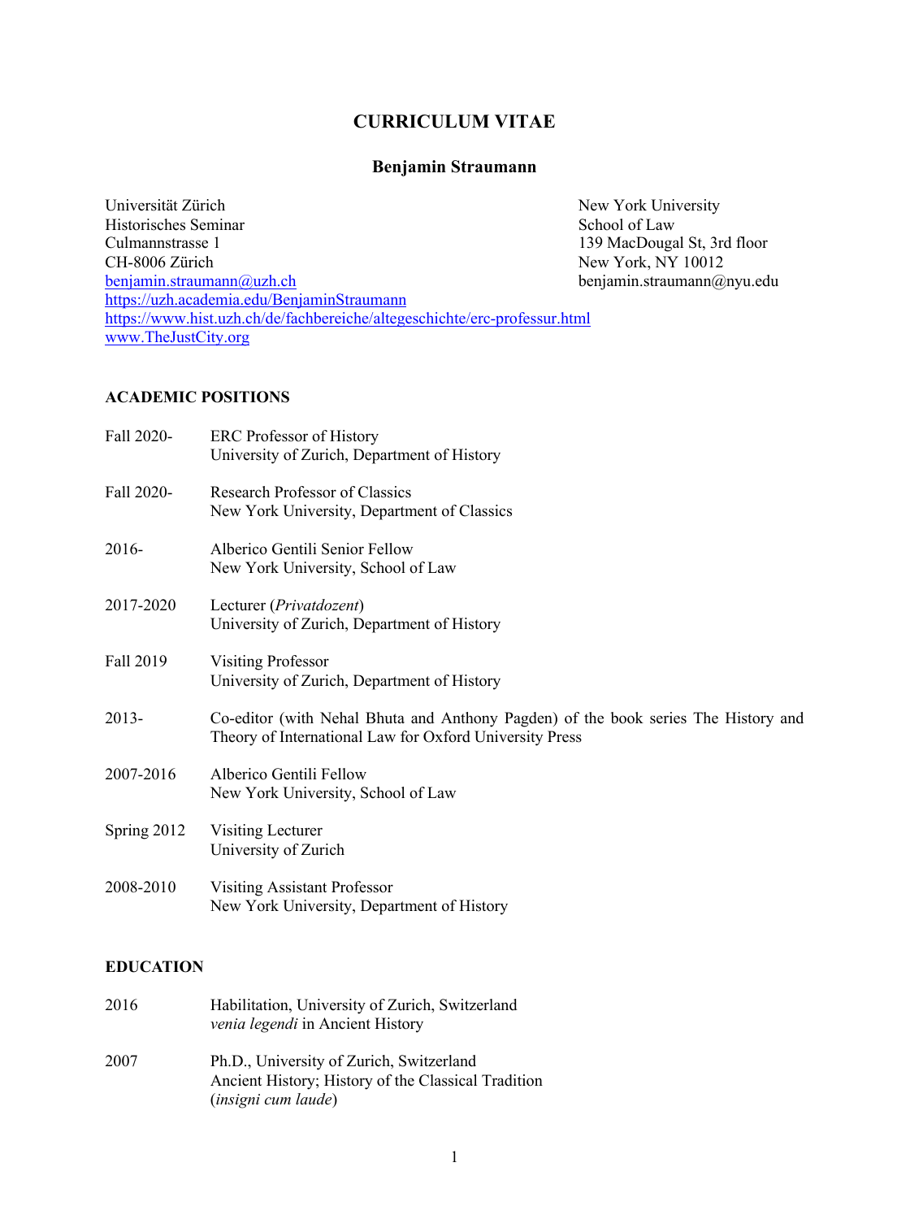# CURRICULUM VITAE

## Benjamin Straumann

Universität Zürich
Historisches Seminar
Culmannstrasse 1
CH-8006 Zürich
[benjamin.straumann@uzh.ch](mailto:benjamin.straumann@uzh.ch)
https://uzh.academia.edu/BenjaminStraumann
https://www.hist.uzh.ch/de/fachbereiche/altegeschichte/erc-professur.html
www.TheJustCity.org

New York University
School of Law
139 MacDougal St, 3rd floor
New York, NY 10012
benjamin.straumann@nyu.edu

### ACADEMIC POSITIONS

| | |
|---|---|
| Fall 2020- | ERC Professor of History<br>University of Zurich, Department of History |
| Fall 2020- | Research Professor of Classics<br>New York University, Department of Classics |
| 2016- | Alberico Gentili Senior Fellow<br>New York University, School of Law |
| 2017-2020 | Lecturer (*Privatdozent*)<br>University of Zurich, Department of History |
| Fall 2019 | Visiting Professor<br>University of Zurich, Department of History |
| 2013- | Co-editor (with Nehal Bhuta and Anthony Pagden) of the book series The History and Theory of International Law for Oxford University Press |
| 2007-2016 | Alberico Gentili Fellow<br>New York University, School of Law |
| Spring 2012 | Visiting Lecturer<br>University of Zurich |
| 2008-2010 | Visiting Assistant Professor<br>New York University, Department of History |

### EDUCATION

| | |
|---|---|
| 2016 | Habilitation, University of Zurich, Switzerland<br>*venia legendi* in Ancient History |
| 2007 | Ph.D., University of Zurich, Switzerland<br>Ancient History; History of the Classical Tradition<br>(*insigni cum laude*) |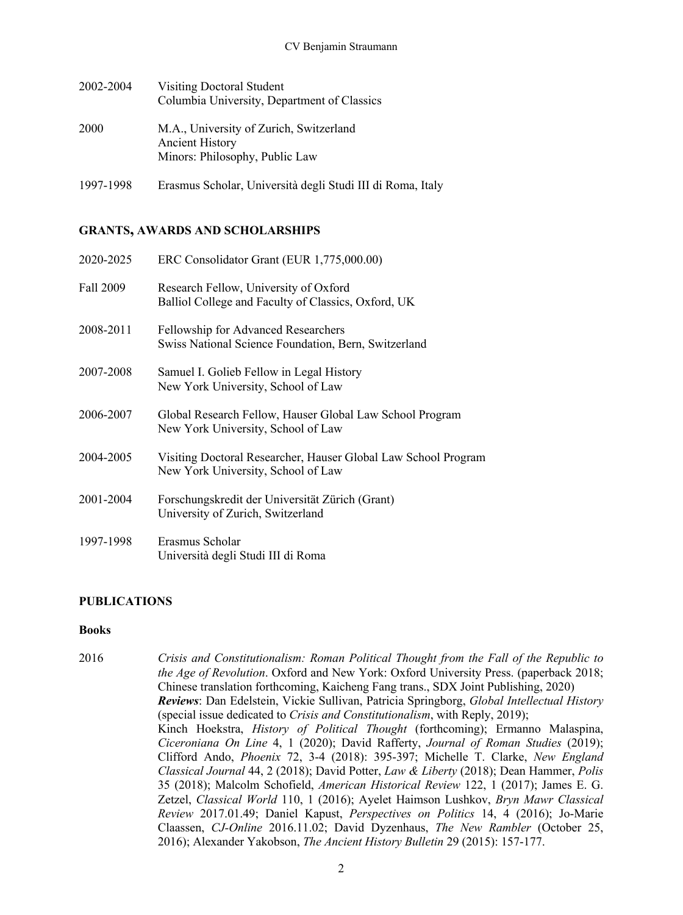2002-2004 Visiting Doctoral Student
Columbia University, Department of Classics

2000 M.A., University of Zurich, Switzerland
Ancient History
Minors: Philosophy, Public Law

1997-1998 Erasmus Scholar, Università degli Studi III di Roma, Italy

## GRANTS, AWARDS AND SCHOLARSHIPS

2020-2025 ERC Consolidator Grant (EUR 1,775,000.00)

Fall 2009 Research Fellow, University of Oxford
Balliol College and Faculty of Classics, Oxford, UK

2008-2011 Fellowship for Advanced Researchers
Swiss National Science Foundation, Bern, Switzerland

2007-2008 Samuel I. Golieb Fellow in Legal History
New York University, School of Law

2006-2007 Global Research Fellow, Hauser Global Law School Program
New York University, School of Law

2004-2005 Visiting Doctoral Researcher, Hauser Global Law School Program
New York University, School of Law

2001-2004 Forschungskredit der Universität Zürich (Grant)
University of Zurich, Switzerland

1997-1998 Erasmus Scholar
Università degli Studi III di Roma

## PUBLICATIONS

### Books

2016 *Crisis and Constitutionalism: Roman Political Thought from the Fall of the Republic to the Age of Revolution*. Oxford and New York: Oxford University Press. (paperback 2018; Chinese translation forthcoming, Kaicheng Fang trans., SDX Joint Publishing, 2020)
***Reviews***: Dan Edelstein, Vickie Sullivan, Patricia Springborg, *Global Intellectual History* (special issue dedicated to *Crisis and Constitutionalism*, with Reply, 2019);
Kinch Hoekstra, *History of Political Thought* (forthcoming); Ermanno Malaspina, *Ciceroniana On Line* 4, 1 (2020); David Rafferty, *Journal of Roman Studies* (2019); Clifford Ando, *Phoenix* 72, 3-4 (2018): 395-397; Michelle T. Clarke, *New England Classical Journal* 44, 2 (2018); David Potter, *Law & Liberty* (2018); Dean Hammer, *Polis* 35 (2018); Malcolm Schofield, *American Historical Review* 122, 1 (2017); James E. G. Zetzel, *Classical World* 110, 1 (2016); Ayelet Haimson Lushkov, *Bryn Mawr Classical Review* 2017.01.49; Daniel Kapust, *Perspectives on Politics* 14, 4 (2016); Jo-Marie Claassen, *CJ-Online* 2016.11.02; David Dyzenhaus, *The New Rambler* (October 25, 2016); Alexander Yakobson, *The Ancient History Bulletin* 29 (2015): 157-177.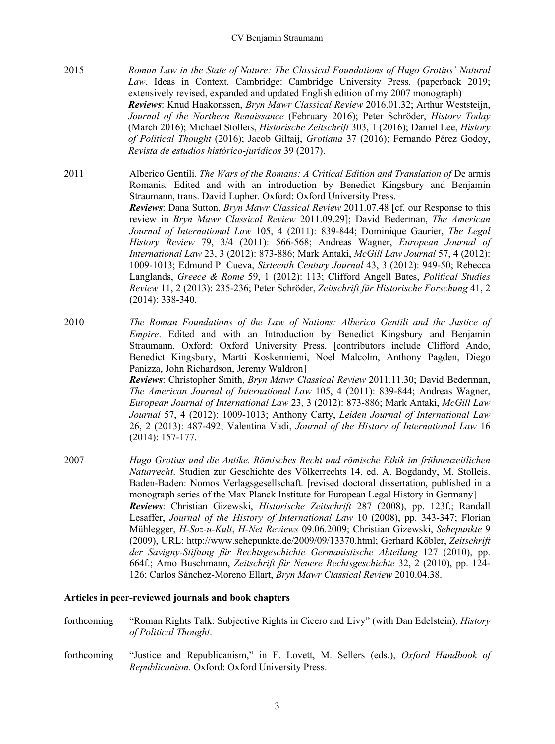2015 *Roman Law in the State of Nature: The Classical Foundations of Hugo Grotius' Natural Law*. Ideas in Context. Cambridge: Cambridge University Press. (paperback 2019; extensively revised, expanded and updated English edition of my 2007 monograph)
***Reviews***: Knud Haakonssen, *Bryn Mawr Classical Review* 2016.01.32; Arthur Weststeijn, *Journal of the Northern Renaissance* (February 2016); Peter Schröder, *History Today* (March 2016); Michael Stolleis, *Historische Zeitschrift* 303, 1 (2016); Daniel Lee, *History of Political Thought* (2016); Jacob Giltaij, *Grotiana* 37 (2016); Fernando Pérez Godoy, *Revista de estudios histórico-jurídicos* 39 (2017).

2011 Alberico Gentili. *The Wars of the Romans: A Critical Edition and Translation of* De armis Romanis*.* Edited and with an introduction by Benedict Kingsbury and Benjamin Straumann, trans. David Lupher. Oxford: Oxford University Press.
***Reviews***: Dana Sutton, *Bryn Mawr Classical Review* 2011.07.48 [cf. our Response to this review in *Bryn Mawr Classical Review* 2011.09.29]; David Bederman, *The American Journal of International Law* 105, 4 (2011): 839-844; Dominique Gaurier, *The Legal History Review* 79, 3/4 (2011): 566-568; Andreas Wagner, *European Journal of International Law* 23, 3 (2012): 873-886; Mark Antaki, *McGill Law Journal* 57, 4 (2012): 1009-1013; Edmund P. Cueva, *Sixteenth Century Journal* 43, 3 (2012): 949-50; Rebecca Langlands, *Greece & Rome* 59, 1 (2012): 113; Clifford Angell Bates, *Political Studies Review* 11, 2 (2013): 235-236; Peter Schröder, *Zeitschrift für Historische Forschung* 41, 2 (2014): 338-340.

2010 *The Roman Foundations of the Law of Nations: Alberico Gentili and the Justice of Empire*. Edited and with an Introduction by Benedict Kingsbury and Benjamin Straumann. Oxford: Oxford University Press. [contributors include Clifford Ando, Benedict Kingsbury, Martti Koskenniemi, Noel Malcolm, Anthony Pagden, Diego Panizza, John Richardson, Jeremy Waldron]
***Reviews***: Christopher Smith, *Bryn Mawr Classical Review* 2011.11.30; David Bederman, *The American Journal of International Law* 105, 4 (2011): 839-844; Andreas Wagner, *European Journal of International Law* 23, 3 (2012): 873-886; Mark Antaki, *McGill Law Journal* 57, 4 (2012): 1009-1013; Anthony Carty, *Leiden Journal of International Law* 26, 2 (2013): 487-492; Valentina Vadi, *Journal of the History of International Law* 16 (2014): 157-177.

2007 *Hugo Grotius und die Antike. Römisches Recht und römische Ethik im frühneuzeitlichen Naturrecht*. Studien zur Geschichte des Völkerrechts 14, ed. A. Bogdandy, M. Stolleis. Baden-Baden: Nomos Verlagsgesellschaft. [revised doctoral dissertation, published in a monograph series of the Max Planck Institute for European Legal History in Germany]
***Reviews***: Christian Gizewski, *Historische Zeitschrift* 287 (2008), pp. 123f.; Randall Lesaffer, *Journal of the History of International Law* 10 (2008), pp. 343-347; Florian Mühlegger, *H-Soz-u-Kult*, *H-Net Reviews* 09.06.2009; Christian Gizewski, *Sehepunkte* 9 (2009), URL: http://www.sehepunkte.de/2009/09/13370.html; Gerhard Köbler, *Zeitschrift der Savigny-Stiftung für Rechtsgeschichte Germanistische Abteilung* 127 (2010), pp. 664f.; Arno Buschmann, *Zeitschrift für Neuere Rechtsgeschichte* 32, 2 (2010), pp. 124-126; Carlos Sánchez-Moreno Ellart, *Bryn Mawr Classical Review* 2010.04.38.

**Articles in peer-reviewed journals and book chapters**

forthcoming "Roman Rights Talk: Subjective Rights in Cicero and Livy" (with Dan Edelstein), *History of Political Thought*.

forthcoming "Justice and Republicanism," in F. Lovett, M. Sellers (eds.), *Oxford Handbook of Republicanism*. Oxford: Oxford University Press.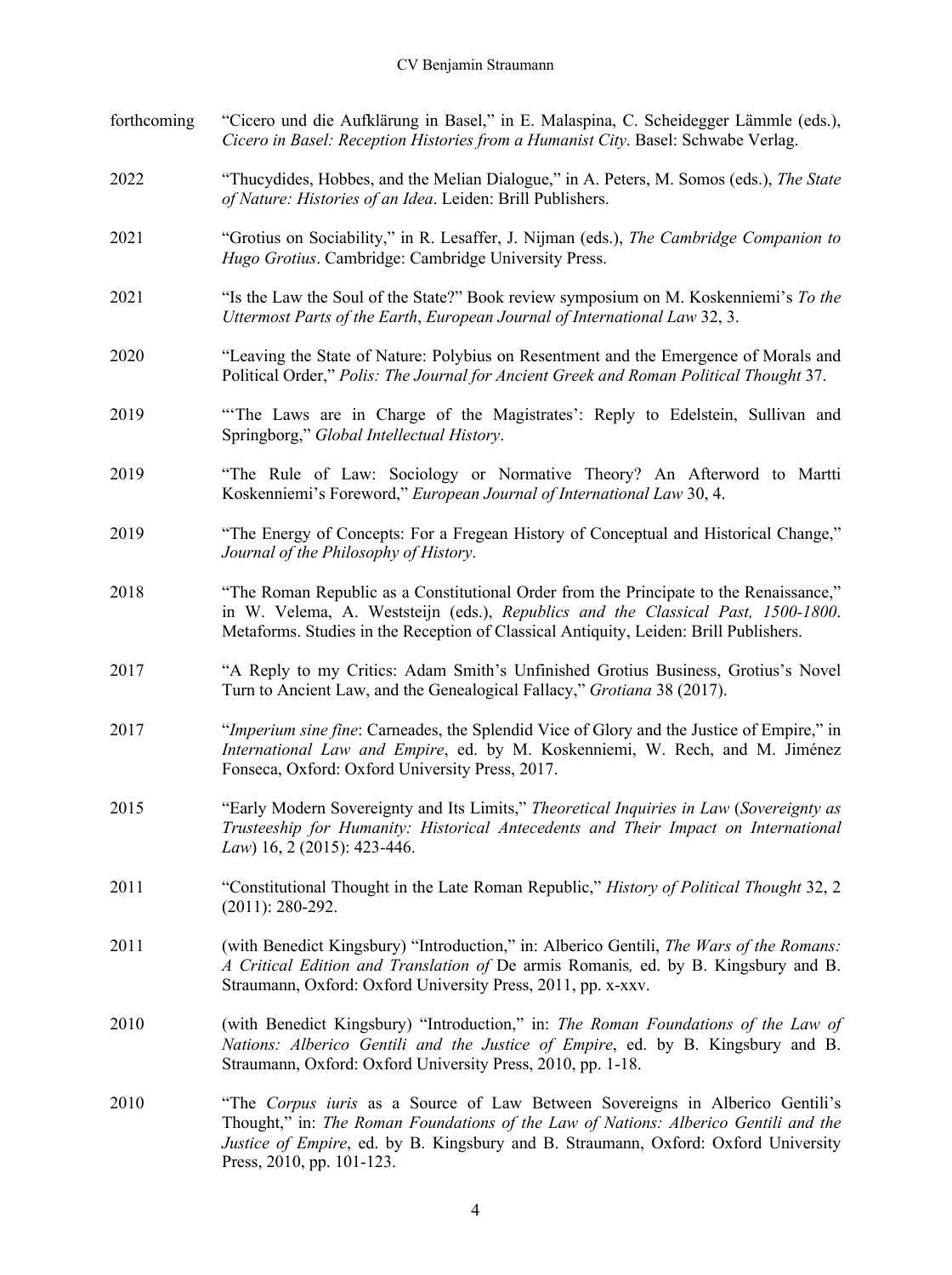forthcoming "Cicero und die Aufklärung in Basel," in E. Malaspina, C. Scheidegger Lämmle (eds.), *Cicero in Basel: Reception Histories from a Humanist City*. Basel: Schwabe Verlag.

2022 "Thucydides, Hobbes, and the Melian Dialogue," in A. Peters, M. Somos (eds.), *The State of Nature: Histories of an Idea*. Leiden: Brill Publishers.

2021 "Grotius on Sociability," in R. Lesaffer, J. Nijman (eds.), *The Cambridge Companion to Hugo Grotius*. Cambridge: Cambridge University Press.

2021 "Is the Law the Soul of the State?" Book review symposium on M. Koskenniemi's *To the Uttermost Parts of the Earth*, *European Journal of International Law* 32, 3.

2020 "Leaving the State of Nature: Polybius on Resentment and the Emergence of Morals and Political Order," *Polis: The Journal for Ancient Greek and Roman Political Thought* 37.

2019 "'The Laws are in Charge of the Magistrates': Reply to Edelstein, Sullivan and Springborg," *Global Intellectual History*.

2019 "The Rule of Law: Sociology or Normative Theory? An Afterword to Martti Koskenniemi's Foreword," *European Journal of International Law* 30, 4.

2019 "The Energy of Concepts: For a Fregean History of Conceptual and Historical Change," *Journal of the Philosophy of History*.

2018 "The Roman Republic as a Constitutional Order from the Principate to the Renaissance," in W. Velema, A. Weststeijn (eds.), *Republics and the Classical Past, 1500-1800*. Metaforms. Studies in the Reception of Classical Antiquity, Leiden: Brill Publishers.

2017 "A Reply to my Critics: Adam Smith's Unfinished Grotius Business, Grotius's Novel Turn to Ancient Law, and the Genealogical Fallacy," *Grotiana* 38 (2017).

2017 "*Imperium sine fine*: Carneades, the Splendid Vice of Glory and the Justice of Empire," in *International Law and Empire*, ed. by M. Koskenniemi, W. Rech, and M. Jiménez Fonseca, Oxford: Oxford University Press, 2017.

2015 "Early Modern Sovereignty and Its Limits," *Theoretical Inquiries in Law* (*Sovereignty as Trusteeship for Humanity: Historical Antecedents and Their Impact on International Law*) 16, 2 (2015): 423-446.

2011 "Constitutional Thought in the Late Roman Republic," *History of Political Thought* 32, 2 (2011): 280-292.

2011 (with Benedict Kingsbury) "Introduction," in: Alberico Gentili, *The Wars of the Romans: A Critical Edition and Translation of* De armis Romanis*,* ed. by B. Kingsbury and B. Straumann, Oxford: Oxford University Press, 2011, pp. x-xxv.

2010 (with Benedict Kingsbury) "Introduction," in: *The Roman Foundations of the Law of Nations: Alberico Gentili and the Justice of Empire*, ed. by B. Kingsbury and B. Straumann, Oxford: Oxford University Press, 2010, pp. 1-18.

2010 "The *Corpus iuris* as a Source of Law Between Sovereigns in Alberico Gentili's Thought," in: *The Roman Foundations of the Law of Nations: Alberico Gentili and the Justice of Empire*, ed. by B. Kingsbury and B. Straumann, Oxford: Oxford University Press, 2010, pp. 101-123.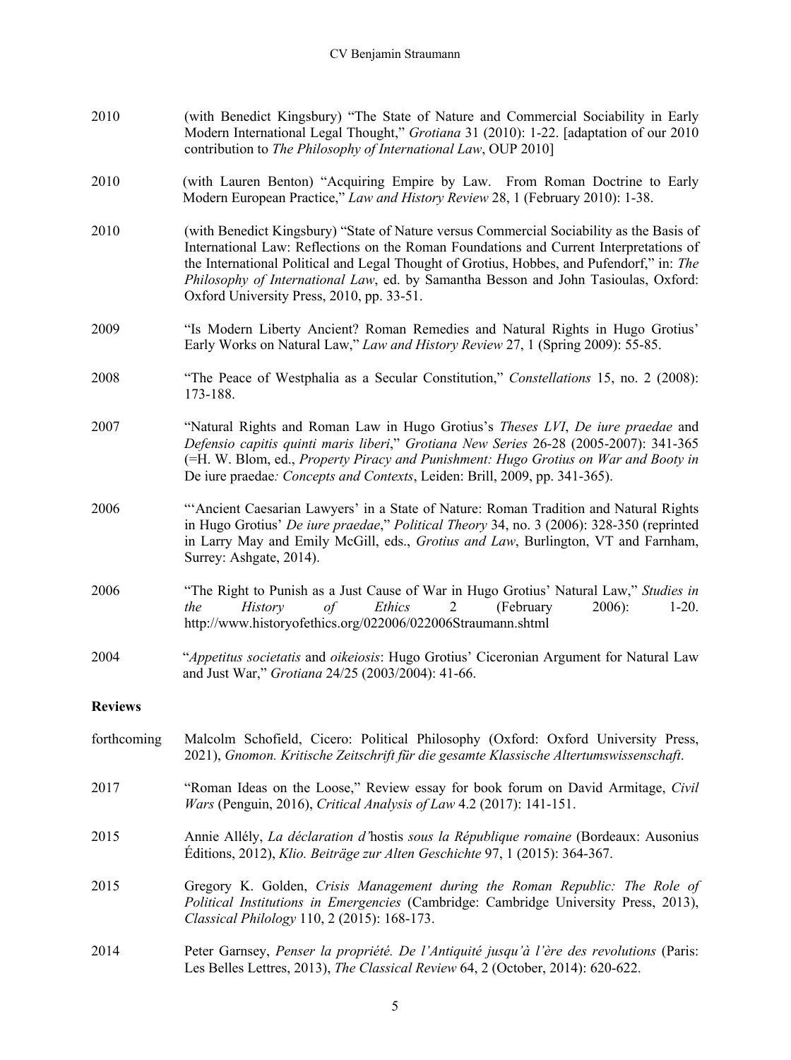2010 (with Benedict Kingsbury) "The State of Nature and Commercial Sociability in Early Modern International Legal Thought," *Grotiana* 31 (2010): 1-22. [adaptation of our 2010 contribution to *The Philosophy of International Law*, OUP 2010]

2010 (with Lauren Benton) "Acquiring Empire by Law. From Roman Doctrine to Early Modern European Practice," *Law and History Review* 28, 1 (February 2010): 1-38.

2010 (with Benedict Kingsbury) "State of Nature versus Commercial Sociability as the Basis of International Law: Reflections on the Roman Foundations and Current Interpretations of the International Political and Legal Thought of Grotius, Hobbes, and Pufendorf," in: *The Philosophy of International Law*, ed. by Samantha Besson and John Tasioulas, Oxford: Oxford University Press, 2010, pp. 33-51.

2009 "Is Modern Liberty Ancient? Roman Remedies and Natural Rights in Hugo Grotius' Early Works on Natural Law," *Law and History Review* 27, 1 (Spring 2009): 55-85.

2008 "The Peace of Westphalia as a Secular Constitution," *Constellations* 15, no. 2 (2008): 173-188.

2007 "Natural Rights and Roman Law in Hugo Grotius's *Theses LVI*, *De iure praedae* and *Defensio capitis quinti maris liberi*," *Grotiana New Series* 26-28 (2005-2007): 341-365 (=H. W. Blom, ed., *Property Piracy and Punishment: Hugo Grotius on War and Booty in* De iure praedae*: Concepts and Contexts*, Leiden: Brill, 2009, pp. 341-365).

2006 "'Ancient Caesarian Lawyers' in a State of Nature: Roman Tradition and Natural Rights in Hugo Grotius' *De iure praedae*," *Political Theory* 34, no. 3 (2006): 328-350 (reprinted in Larry May and Emily McGill, eds., *Grotius and Law*, Burlington, VT and Farnham, Surrey: Ashgate, 2014).

2006 "The Right to Punish as a Just Cause of War in Hugo Grotius' Natural Law," *Studies in the History of Ethics* 2 (February 2006): 1-20. http://www.historyofethics.org/022006/022006Straumann.shtml

2004 "*Appetitus societatis* and *oikeiosis*: Hugo Grotius' Ciceronian Argument for Natural Law and Just War," *Grotiana* 24/25 (2003/2004): 41-66.

**Reviews**

forthcoming Malcolm Schofield, Cicero: Political Philosophy (Oxford: Oxford University Press, 2021), *Gnomon. Kritische Zeitschrift für die gesamte Klassische Altertumswissenschaft*.

2017 "Roman Ideas on the Loose," Review essay for book forum on David Armitage, *Civil Wars* (Penguin, 2016), *Critical Analysis of Law* 4.2 (2017): 141-151.

2015 Annie Allély, *La déclaration d'*hostis *sous la République romaine* (Bordeaux: Ausonius Éditions, 2012), *Klio. Beiträge zur Alten Geschichte* 97, 1 (2015): 364-367.

2015 Gregory K. Golden, *Crisis Management during the Roman Republic: The Role of Political Institutions in Emergencies* (Cambridge: Cambridge University Press, 2013), *Classical Philology* 110, 2 (2015): 168-173.

2014 Peter Garnsey, *Penser la propriété. De l'Antiquité jusqu'à l'ère des revolutions* (Paris: Les Belles Lettres, 2013), *The Classical Review* 64, 2 (October, 2014): 620-622.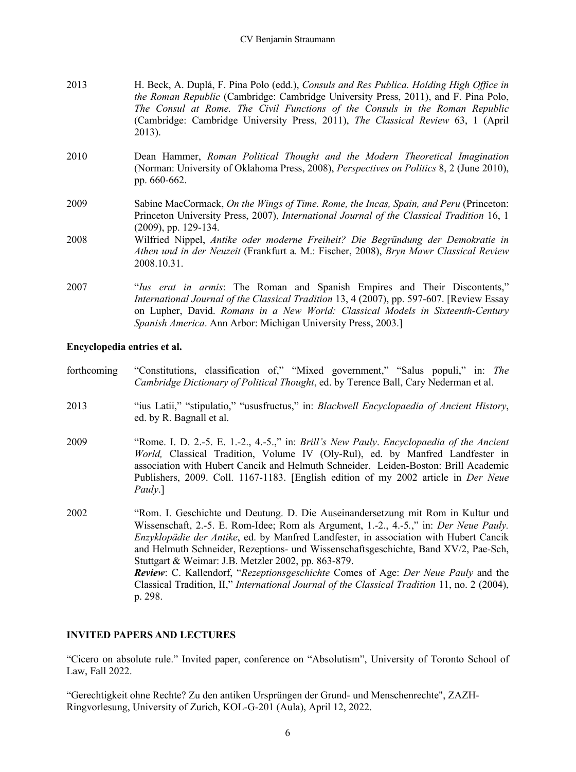2013 H. Beck, A. Duplá, F. Pina Polo (edd.), *Consuls and Res Publica. Holding High Office in the Roman Republic* (Cambridge: Cambridge University Press, 2011), and F. Pina Polo, *The Consul at Rome. The Civil Functions of the Consuls in the Roman Republic* (Cambridge: Cambridge University Press, 2011), *The Classical Review* 63, 1 (April 2013).

2010 Dean Hammer, *Roman Political Thought and the Modern Theoretical Imagination* (Norman: University of Oklahoma Press, 2008), *Perspectives on Politics* 8, 2 (June 2010), pp. 660-662.

2009 Sabine MacCormack, *On the Wings of Time. Rome, the Incas, Spain, and Peru* (Princeton: Princeton University Press, 2007), *International Journal of the Classical Tradition* 16, 1 (2009), pp. 129-134.

2008 Wilfried Nippel, *Antike oder moderne Freiheit? Die Begründung der Demokratie in Athen und in der Neuzeit* (Frankfurt a. M.: Fischer, 2008), *Bryn Mawr Classical Review* 2008.10.31.

2007 "*Ius erat in armis*: The Roman and Spanish Empires and Their Discontents," *International Journal of the Classical Tradition* 13, 4 (2007), pp. 597-607. [Review Essay on Lupher, David. *Romans in a New World: Classical Models in Sixteenth-Century Spanish America*. Ann Arbor: Michigan University Press, 2003.]

**Encyclopedia entries et al.**

forthcoming "Constitutions, classification of," "Mixed government," "Salus populi," in: *The Cambridge Dictionary of Political Thought*, ed. by Terence Ball, Cary Nederman et al.

2013 "ius Latii," "stipulatio," "ususfructus," in: *Blackwell Encyclopaedia of Ancient History*, ed. by R. Bagnall et al.

2009 "Rome. I. D. 2.-5. E. 1.-2., 4.-5.," in: *Brill's New Pauly*. *Encyclopaedia of the Ancient World,* Classical Tradition, Volume IV (Oly-Rul), ed. by Manfred Landfester in association with Hubert Cancik and Helmuth Schneider. Leiden-Boston: Brill Academic Publishers, 2009. Coll. 1167-1183. [English edition of my 2002 article in *Der Neue Pauly*.]

2002 "Rom. I. Geschichte und Deutung. D. Die Auseinandersetzung mit Rom in Kultur und Wissenschaft, 2.-5. E. Rom-Idee; Rom als Argument, 1.-2., 4.-5.," in: *Der Neue Pauly. Enzyklopädie der Antike*, ed. by Manfred Landfester, in association with Hubert Cancik and Helmuth Schneider, Rezeptions- und Wissenschaftsgeschichte, Band XV/2, Pae-Sch, Stuttgart & Weimar: J.B. Metzler 2002, pp. 863-879.
***Review***: C. Kallendorf, "*Rezeptionsgeschichte* Comes of Age: *Der Neue Pauly* and the Classical Tradition, II," *International Journal of the Classical Tradition* 11, no. 2 (2004), p. 298.

## INVITED PAPERS AND LECTURES

"Cicero on absolute rule." Invited paper, conference on "Absolutism", University of Toronto School of Law, Fall 2022.

"Gerechtigkeit ohne Rechte? Zu den antiken Ursprüngen der Grund- und Menschenrechte", ZAZH-Ringvorlesung, University of Zurich, KOL-G-201 (Aula), April 12, 2022.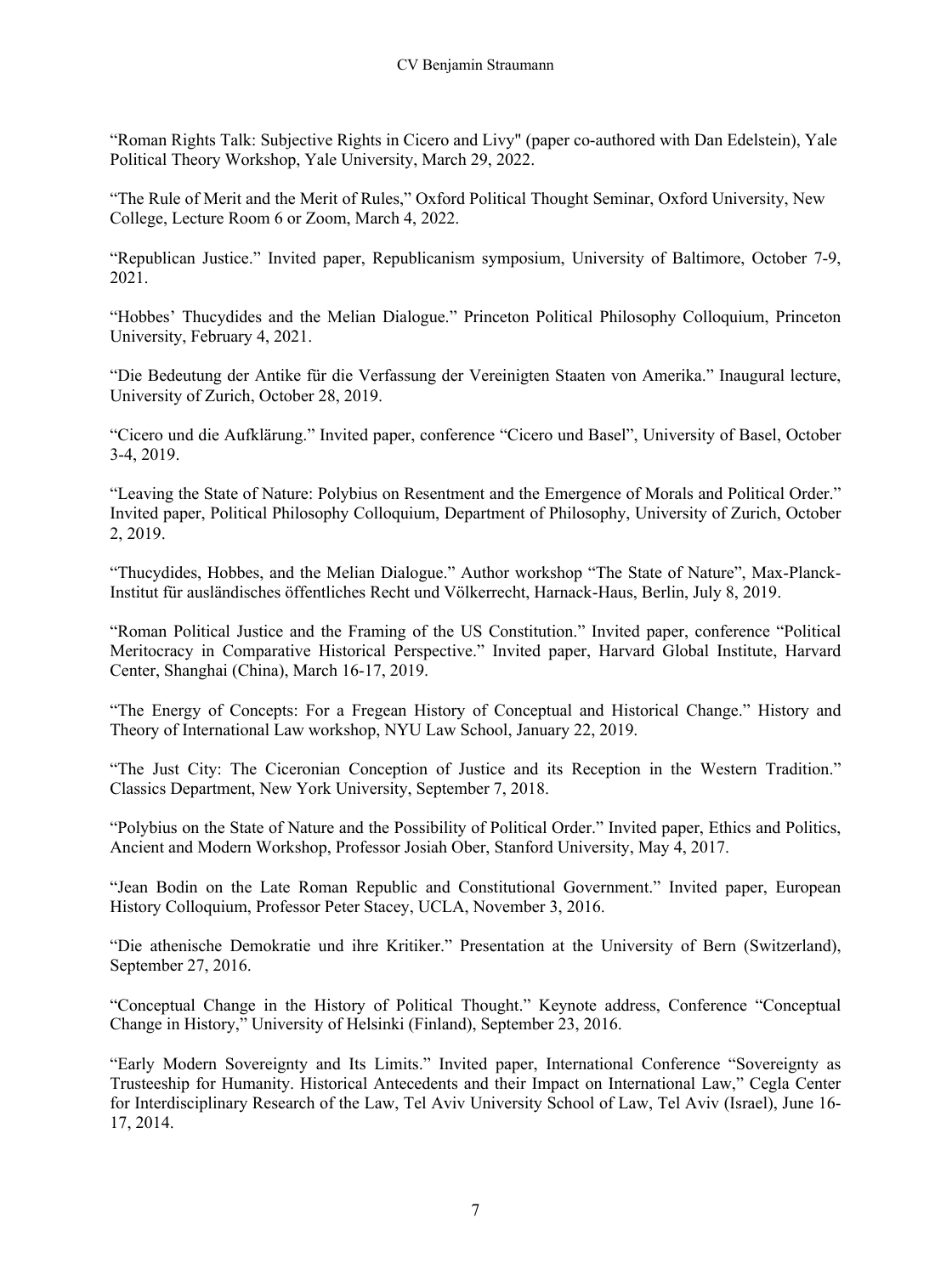"Roman Rights Talk: Subjective Rights in Cicero and Livy" (paper co-authored with Dan Edelstein), Yale Political Theory Workshop, Yale University, March 29, 2022.

"The Rule of Merit and the Merit of Rules," Oxford Political Thought Seminar, Oxford University, New College, Lecture Room 6 or Zoom, March 4, 2022.

"Republican Justice." Invited paper, Republicanism symposium, University of Baltimore, October 7-9, 2021.

"Hobbes' Thucydides and the Melian Dialogue." Princeton Political Philosophy Colloquium, Princeton University, February 4, 2021.

"Die Bedeutung der Antike für die Verfassung der Vereinigten Staaten von Amerika." Inaugural lecture, University of Zurich, October 28, 2019.

"Cicero und die Aufklärung." Invited paper, conference "Cicero und Basel", University of Basel, October 3-4, 2019.

"Leaving the State of Nature: Polybius on Resentment and the Emergence of Morals and Political Order." Invited paper, Political Philosophy Colloquium, Department of Philosophy, University of Zurich, October 2, 2019.

"Thucydides, Hobbes, and the Melian Dialogue." Author workshop "The State of Nature", Max-Planck-Institut für ausländisches öffentliches Recht und Völkerrecht, Harnack-Haus, Berlin, July 8, 2019.

"Roman Political Justice and the Framing of the US Constitution." Invited paper, conference "Political Meritocracy in Comparative Historical Perspective." Invited paper, Harvard Global Institute, Harvard Center, Shanghai (China), March 16-17, 2019.

"The Energy of Concepts: For a Fregean History of Conceptual and Historical Change." History and Theory of International Law workshop, NYU Law School, January 22, 2019.

"The Just City: The Ciceronian Conception of Justice and its Reception in the Western Tradition." Classics Department, New York University, September 7, 2018.

"Polybius on the State of Nature and the Possibility of Political Order." Invited paper, Ethics and Politics, Ancient and Modern Workshop, Professor Josiah Ober, Stanford University, May 4, 2017.

"Jean Bodin on the Late Roman Republic and Constitutional Government." Invited paper, European History Colloquium, Professor Peter Stacey, UCLA, November 3, 2016.

"Die athenische Demokratie und ihre Kritiker." Presentation at the University of Bern (Switzerland), September 27, 2016.

"Conceptual Change in the History of Political Thought." Keynote address, Conference "Conceptual Change in History," University of Helsinki (Finland), September 23, 2016.

"Early Modern Sovereignty and Its Limits." Invited paper, International Conference "Sovereignty as Trusteeship for Humanity. Historical Antecedents and their Impact on International Law," Cegla Center for Interdisciplinary Research of the Law, Tel Aviv University School of Law, Tel Aviv (Israel), June 16-17, 2014.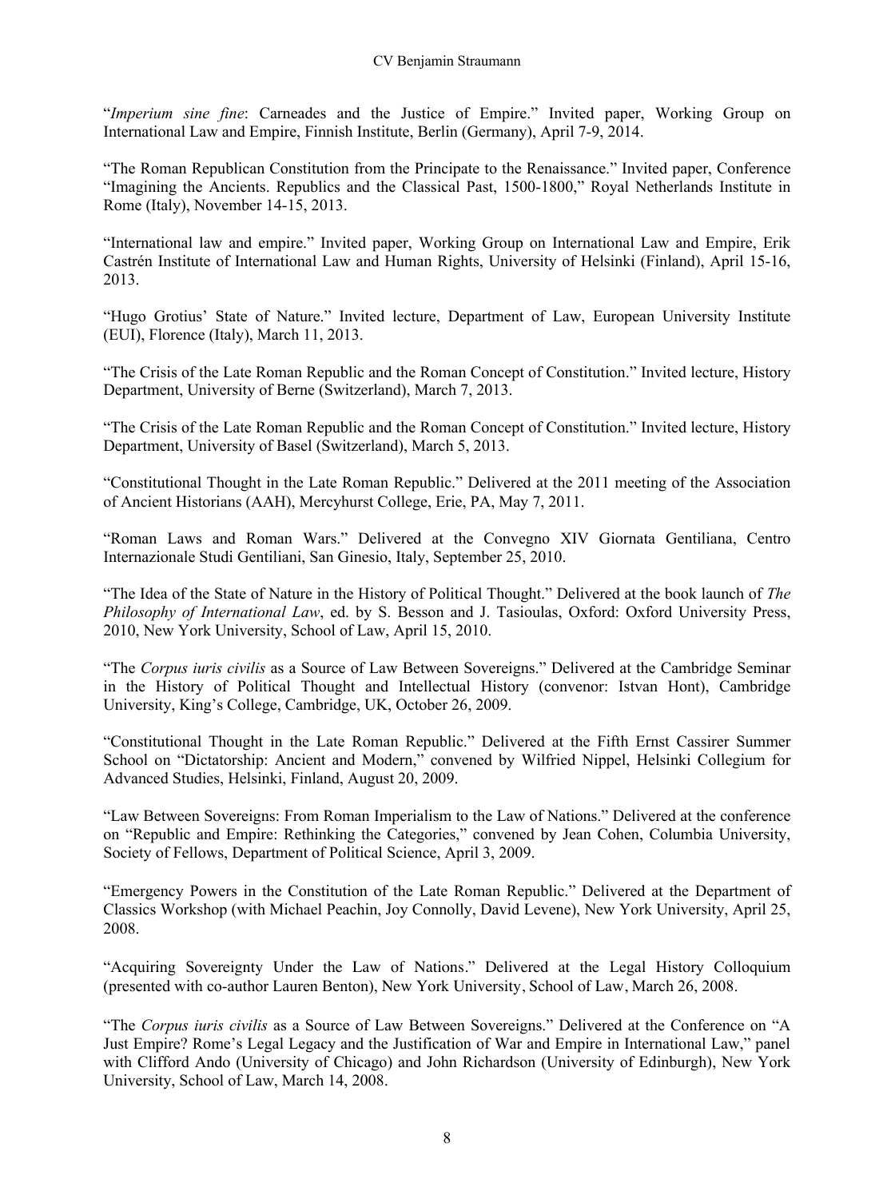"*Imperium sine fine*: Carneades and the Justice of Empire." Invited paper, Working Group on International Law and Empire, Finnish Institute, Berlin (Germany), April 7-9, 2014.

"The Roman Republican Constitution from the Principate to the Renaissance." Invited paper, Conference "Imagining the Ancients. Republics and the Classical Past, 1500-1800," Royal Netherlands Institute in Rome (Italy), November 14-15, 2013.

"International law and empire." Invited paper, Working Group on International Law and Empire, Erik Castrén Institute of International Law and Human Rights, University of Helsinki (Finland), April 15-16, 2013.

"Hugo Grotius' State of Nature." Invited lecture, Department of Law, European University Institute (EUI), Florence (Italy), March 11, 2013.

"The Crisis of the Late Roman Republic and the Roman Concept of Constitution." Invited lecture, History Department, University of Berne (Switzerland), March 7, 2013.

"The Crisis of the Late Roman Republic and the Roman Concept of Constitution." Invited lecture, History Department, University of Basel (Switzerland), March 5, 2013.

"Constitutional Thought in the Late Roman Republic." Delivered at the 2011 meeting of the Association of Ancient Historians (AAH), Mercyhurst College, Erie, PA, May 7, 2011.

"Roman Laws and Roman Wars." Delivered at the Convegno XIV Giornata Gentiliana, Centro Internazionale Studi Gentiliani, San Ginesio, Italy, September 25, 2010.

"The Idea of the State of Nature in the History of Political Thought." Delivered at the book launch of *The Philosophy of International Law*, ed. by S. Besson and J. Tasioulas, Oxford: Oxford University Press, 2010, New York University, School of Law, April 15, 2010.

"The *Corpus iuris civilis* as a Source of Law Between Sovereigns." Delivered at the Cambridge Seminar in the History of Political Thought and Intellectual History (convenor: Istvan Hont), Cambridge University, King's College, Cambridge, UK, October 26, 2009.

"Constitutional Thought in the Late Roman Republic." Delivered at the Fifth Ernst Cassirer Summer School on "Dictatorship: Ancient and Modern," convened by Wilfried Nippel, Helsinki Collegium for Advanced Studies, Helsinki, Finland, August 20, 2009.

"Law Between Sovereigns: From Roman Imperialism to the Law of Nations." Delivered at the conference on "Republic and Empire: Rethinking the Categories," convened by Jean Cohen, Columbia University, Society of Fellows, Department of Political Science, April 3, 2009.

"Emergency Powers in the Constitution of the Late Roman Republic." Delivered at the Department of Classics Workshop (with Michael Peachin, Joy Connolly, David Levene), New York University, April 25, 2008.

"Acquiring Sovereignty Under the Law of Nations." Delivered at the Legal History Colloquium (presented with co-author Lauren Benton), New York University, School of Law, March 26, 2008.

"The *Corpus iuris civilis* as a Source of Law Between Sovereigns." Delivered at the Conference on "A Just Empire? Rome's Legal Legacy and the Justification of War and Empire in International Law," panel with Clifford Ando (University of Chicago) and John Richardson (University of Edinburgh), New York University, School of Law, March 14, 2008.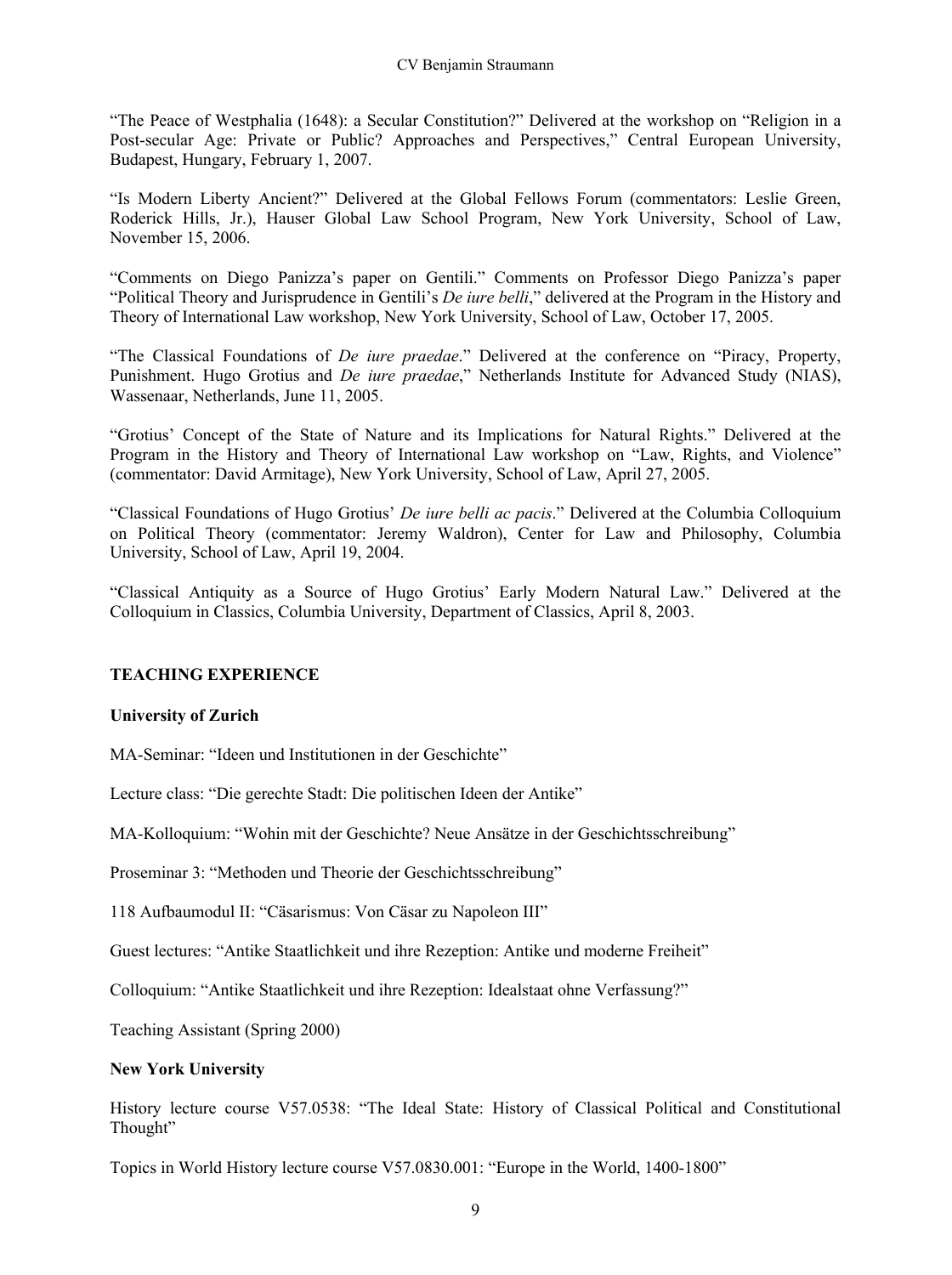"The Peace of Westphalia (1648): a Secular Constitution?" Delivered at the workshop on "Religion in a Post-secular Age: Private or Public? Approaches and Perspectives," Central European University, Budapest, Hungary, February 1, 2007.

"Is Modern Liberty Ancient?" Delivered at the Global Fellows Forum (commentators: Leslie Green, Roderick Hills, Jr.), Hauser Global Law School Program, New York University, School of Law, November 15, 2006.

"Comments on Diego Panizza's paper on Gentili." Comments on Professor Diego Panizza's paper "Political Theory and Jurisprudence in Gentili's *De iure belli*," delivered at the Program in the History and Theory of International Law workshop, New York University, School of Law, October 17, 2005.

"The Classical Foundations of *De iure praedae*." Delivered at the conference on "Piracy, Property, Punishment. Hugo Grotius and *De iure praedae*," Netherlands Institute for Advanced Study (NIAS), Wassenaar, Netherlands, June 11, 2005.

"Grotius' Concept of the State of Nature and its Implications for Natural Rights." Delivered at the Program in the History and Theory of International Law workshop on "Law, Rights, and Violence" (commentator: David Armitage), New York University, School of Law, April 27, 2005.

"Classical Foundations of Hugo Grotius' *De iure belli ac pacis*." Delivered at the Columbia Colloquium on Political Theory (commentator: Jeremy Waldron), Center for Law and Philosophy, Columbia University, School of Law, April 19, 2004.

"Classical Antiquity as a Source of Hugo Grotius' Early Modern Natural Law." Delivered at the Colloquium in Classics, Columbia University, Department of Classics, April 8, 2003.

## TEACHING EXPERIENCE

### University of Zurich

MA-Seminar: "Ideen und Institutionen in der Geschichte"

Lecture class: "Die gerechte Stadt: Die politischen Ideen der Antike"

MA-Kolloquium: "Wohin mit der Geschichte? Neue Ansätze in der Geschichtsschreibung"

Proseminar 3: "Methoden und Theorie der Geschichtsschreibung"

118 Aufbaumodul II: "Cäsarismus: Von Cäsar zu Napoleon III"

Guest lectures: "Antike Staatlichkeit und ihre Rezeption: Antike und moderne Freiheit"

Colloquium: "Antike Staatlichkeit und ihre Rezeption: Idealstaat ohne Verfassung?"

Teaching Assistant (Spring 2000)

### New York University

History lecture course V57.0538: "The Ideal State: History of Classical Political and Constitutional Thought"

Topics in World History lecture course V57.0830.001: "Europe in the World, 1400-1800"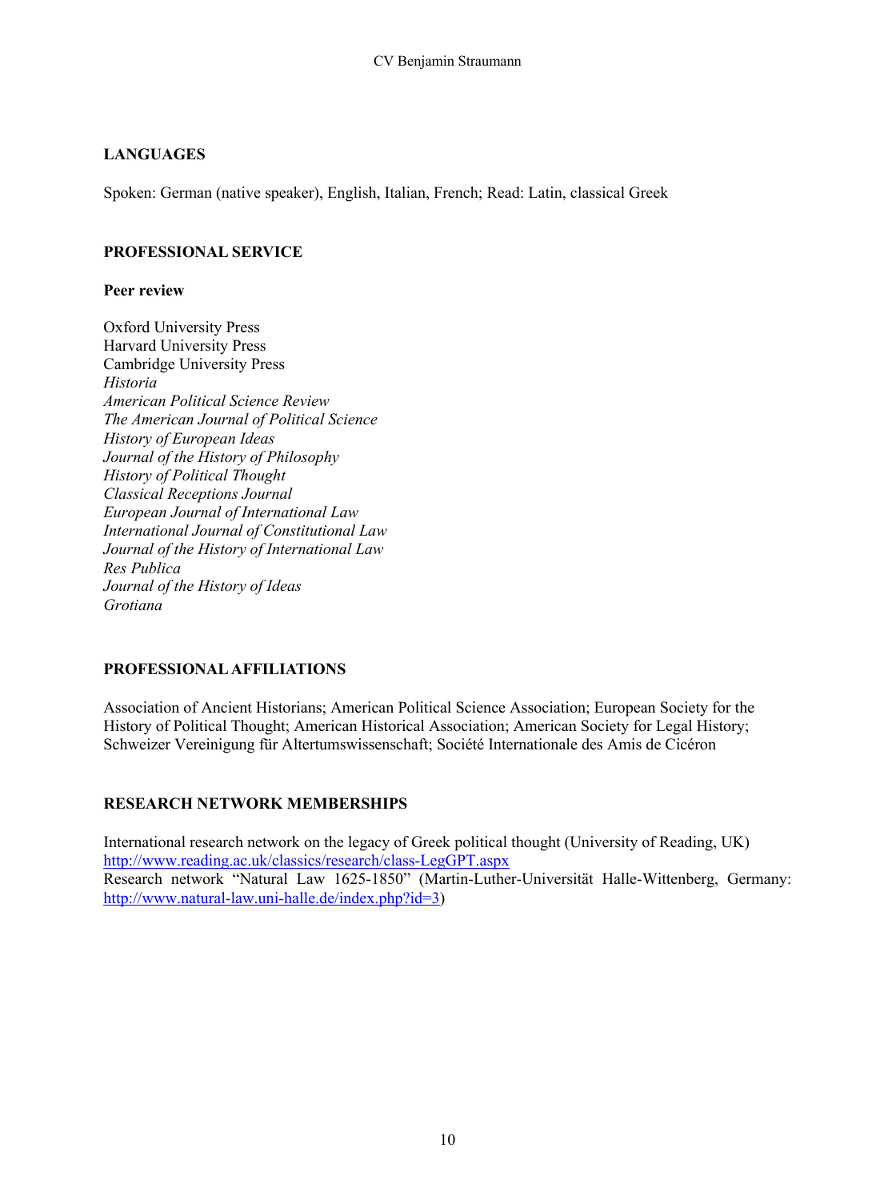## LANGUAGES

Spoken: German (native speaker), English, Italian, French; Read: Latin, classical Greek

## PROFESSIONAL SERVICE

### Peer review

Oxford University Press
Harvard University Press
Cambridge University Press
*Historia*
*American Political Science Review*
*The American Journal of Political Science*
*History of European Ideas*
*Journal of the History of Philosophy*
*History of Political Thought*
*Classical Receptions Journal*
*European Journal of International Law*
*International Journal of Constitutional Law*
*Journal of the History of International Law*
*Res Publica*
*Journal of the History of Ideas*
*Grotiana*

## PROFESSIONAL AFFILIATIONS

Association of Ancient Historians; American Political Science Association; European Society for the History of Political Thought; American Historical Association; American Society for Legal History; Schweizer Vereinigung für Altertumswissenschaft; Société Internationale des Amis de Cicéron

## RESEARCH NETWORK MEMBERSHIPS

International research network on the legacy of Greek political thought (University of Reading, UK) http://www.reading.ac.uk/classics/research/class-LegGPT.aspx
Research network "Natural Law 1625-1850" (Martin-Luther-Universität Halle-Wittenberg, Germany: http://www.natural-law.uni-halle.de/index.php?id=3)